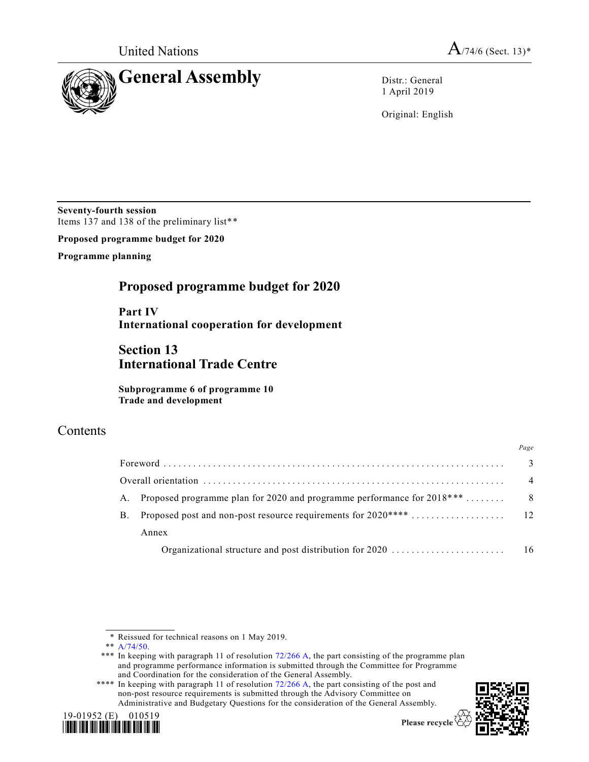United Nations A/74/6 (Sect. 13)*

# General Assembly

Distr.: General
1 April 2019

Original: English

**Seventy-fourth session**
Items 137 and 138 of the preliminary list**

**Proposed programme budget for 2020**

**Programme planning**

# Proposed programme budget for 2020

## Part IV
## International cooperation for development

## Section 13
## International Trade Centre

**Subprogramme 6 of programme 10**
**Trade and development**

# Contents

| | | Page |
|---|---|---|
| | Foreword | 3 |
| | Overall orientation | 4 |
| A. | Proposed programme plan for 2020 and programme performance for 2018*** | 8 |
| B. | Proposed post and non-post resource requirements for 2020**** | 12 |
| | Annex | |
| | Organizational structure and post distribution for 2020 | 16 |

\* Reissued for technical reasons on 1 May 2019.

** A/74/50.

*** In keeping with paragraph 11 of resolution 72/266 A, the part consisting of the programme plan and programme performance information is submitted through the Committee for Programme and Coordination for the consideration of the General Assembly.

**** In keeping with paragraph 11 of resolution 72/266 A, the part consisting of the post and non-post resource requirements is submitted through the Advisory Committee on Administrative and Budgetary Questions for the consideration of the General Assembly.

19-01952 (E) 010519

Please recycle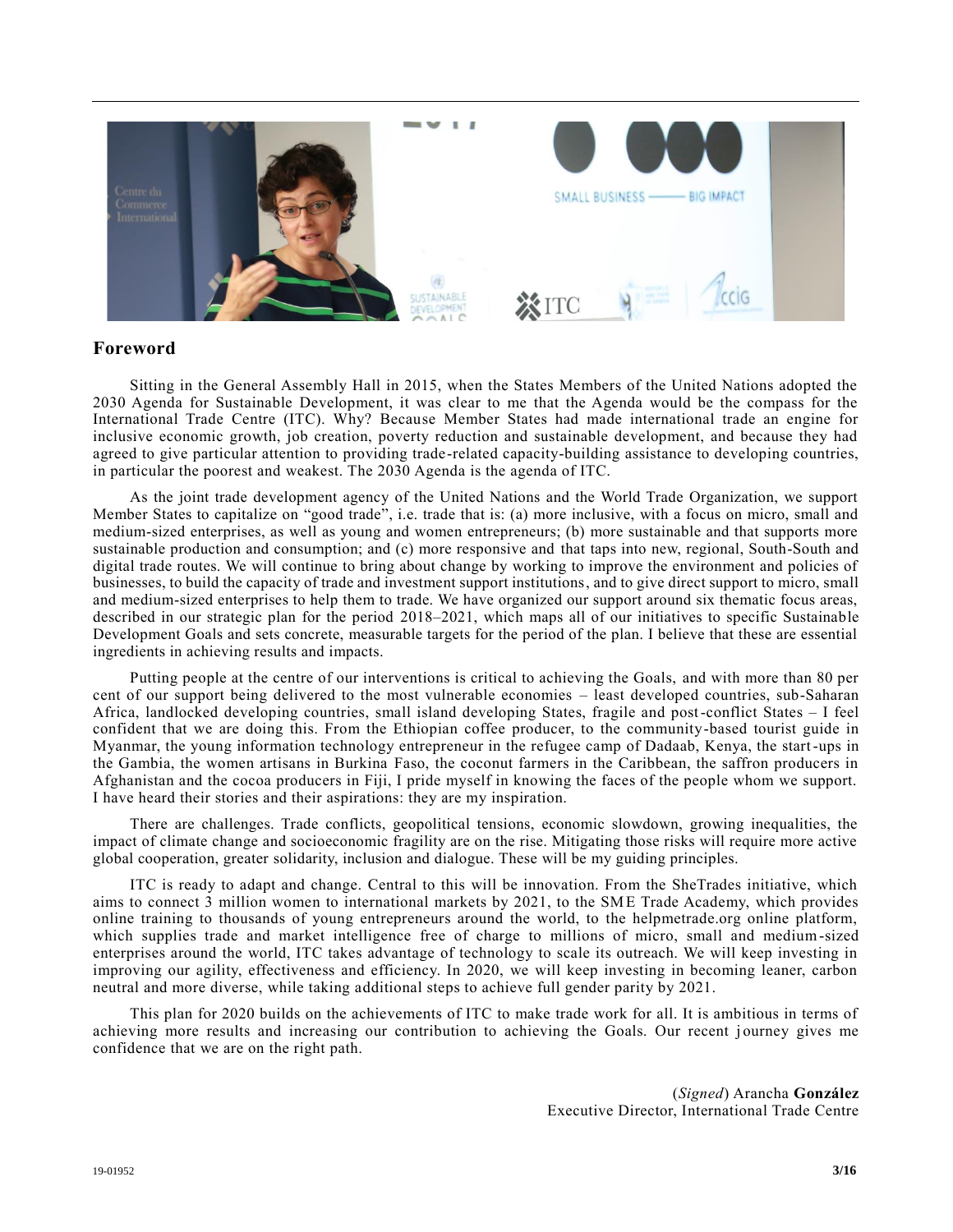## Foreword

Sitting in the General Assembly Hall in 2015, when the States Members of the United Nations adopted the 2030 Agenda for Sustainable Development, it was clear to me that the Agenda would be the compass for the International Trade Centre (ITC). Why? Because Member States had made international trade an engine for inclusive economic growth, job creation, poverty reduction and sustainable development, and because they had agreed to give particular attention to providing trade-related capacity-building assistance to developing countries, in particular the poorest and weakest. The 2030 Agenda is the agenda of ITC.

As the joint trade development agency of the United Nations and the World Trade Organization, we support Member States to capitalize on "good trade", i.e. trade that is: (a) more inclusive, with a focus on micro, small and medium-sized enterprises, as well as young and women entrepreneurs; (b) more sustainable and that supports more sustainable production and consumption; and (c) more responsive and that taps into new, regional, South-South and digital trade routes. We will continue to bring about change by working to improve the environment and policies of businesses, to build the capacity of trade and investment support institutions, and to give direct support to micro, small and medium-sized enterprises to help them to trade. We have organized our support around six thematic focus areas, described in our strategic plan for the period 2018–2021, which maps all of our initiatives to specific Sustainable Development Goals and sets concrete, measurable targets for the period of the plan. I believe that these are essential ingredients in achieving results and impacts.

Putting people at the centre of our interventions is critical to achieving the Goals, and with more than 80 per cent of our support being delivered to the most vulnerable economies – least developed countries, sub-Saharan Africa, landlocked developing countries, small island developing States, fragile and post-conflict States – I feel confident that we are doing this. From the Ethiopian coffee producer, to the community-based tourist guide in Myanmar, the young information technology entrepreneur in the refugee camp of Dadaab, Kenya, the start-ups in the Gambia, the women artisans in Burkina Faso, the coconut farmers in the Caribbean, the saffron producers in Afghanistan and the cocoa producers in Fiji, I pride myself in knowing the faces of the people whom we support. I have heard their stories and their aspirations: they are my inspiration.

There are challenges. Trade conflicts, geopolitical tensions, economic slowdown, growing inequalities, the impact of climate change and socioeconomic fragility are on the rise. Mitigating those risks will require more active global cooperation, greater solidarity, inclusion and dialogue. These will be my guiding principles.

ITC is ready to adapt and change. Central to this will be innovation. From the SheTrades initiative, which aims to connect 3 million women to international markets by 2021, to the SME Trade Academy, which provides online training to thousands of young entrepreneurs around the world, to the helpmetrade.org online platform, which supplies trade and market intelligence free of charge to millions of micro, small and medium-sized enterprises around the world, ITC takes advantage of technology to scale its outreach. We will keep investing in improving our agility, effectiveness and efficiency. In 2020, we will keep investing in becoming leaner, carbon neutral and more diverse, while taking additional steps to achieve full gender parity by 2021.

This plan for 2020 builds on the achievements of ITC to make trade work for all. It is ambitious in terms of achieving more results and increasing our contribution to achieving the Goals. Our recent journey gives me confidence that we are on the right path.

(*Signed*) Arancha **González**
Executive Director, International Trade Centre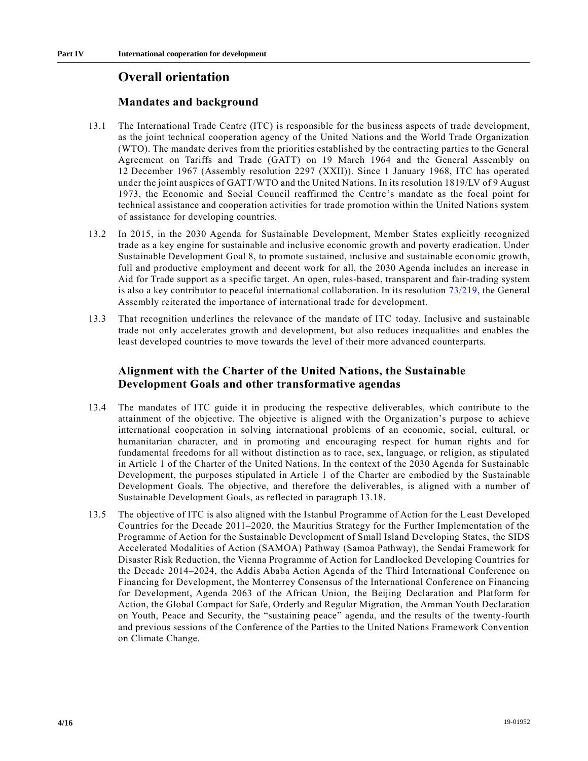# Overall orientation

## Mandates and background

13.1 The International Trade Centre (ITC) is responsible for the business aspects of trade development, as the joint technical cooperation agency of the United Nations and the World Trade Organization (WTO). The mandate derives from the priorities established by the contracting parties to the General Agreement on Tariffs and Trade (GATT) on 19 March 1964 and the General Assembly on 12 December 1967 (Assembly resolution 2297 (XXII)). Since 1 January 1968, ITC has operated under the joint auspices of GATT/WTO and the United Nations. In its resolution 1819/LV of 9 August 1973, the Economic and Social Council reaffirmed the Centre's mandate as the focal point for technical assistance and cooperation activities for trade promotion within the United Nations system of assistance for developing countries.

13.2 In 2015, in the 2030 Agenda for Sustainable Development, Member States explicitly recognized trade as a key engine for sustainable and inclusive economic growth and poverty eradication. Under Sustainable Development Goal 8, to promote sustained, inclusive and sustainable economic growth, full and productive employment and decent work for all, the 2030 Agenda includes an increase in Aid for Trade support as a specific target. An open, rules-based, transparent and fair-trading system is also a key contributor to peaceful international collaboration. In its resolution 73/219, the General Assembly reiterated the importance of international trade for development.

13.3 That recognition underlines the relevance of the mandate of ITC today. Inclusive and sustainable trade not only accelerates growth and development, but also reduces inequalities and enables the least developed countries to move towards the level of their more advanced counterparts.

## Alignment with the Charter of the United Nations, the Sustainable Development Goals and other transformative agendas

13.4 The mandates of ITC guide it in producing the respective deliverables, which contribute to the attainment of the objective. The objective is aligned with the Organization's purpose to achieve international cooperation in solving international problems of an economic, social, cultural, or humanitarian character, and in promoting and encouraging respect for human rights and for fundamental freedoms for all without distinction as to race, sex, language, or religion, as stipulated in Article 1 of the Charter of the United Nations. In the context of the 2030 Agenda for Sustainable Development, the purposes stipulated in Article 1 of the Charter are embodied by the Sustainable Development Goals. The objective, and therefore the deliverables, is aligned with a number of Sustainable Development Goals, as reflected in paragraph 13.18.

13.5 The objective of ITC is also aligned with the Istanbul Programme of Action for the Least Developed Countries for the Decade 2011–2020, the Mauritius Strategy for the Further Implementation of the Programme of Action for the Sustainable Development of Small Island Developing States, the SIDS Accelerated Modalities of Action (SAMOA) Pathway (Samoa Pathway), the Sendai Framework for Disaster Risk Reduction, the Vienna Programme of Action for Landlocked Developing Countries for the Decade 2014–2024, the Addis Ababa Action Agenda of the Third International Conference on Financing for Development, the Monterrey Consensus of the International Conference on Financing for Development, Agenda 2063 of the African Union, the Beijing Declaration and Platform for Action, the Global Compact for Safe, Orderly and Regular Migration, the Amman Youth Declaration on Youth, Peace and Security, the "sustaining peace" agenda, and the results of the twenty-fourth and previous sessions of the Conference of the Parties to the United Nations Framework Convention on Climate Change.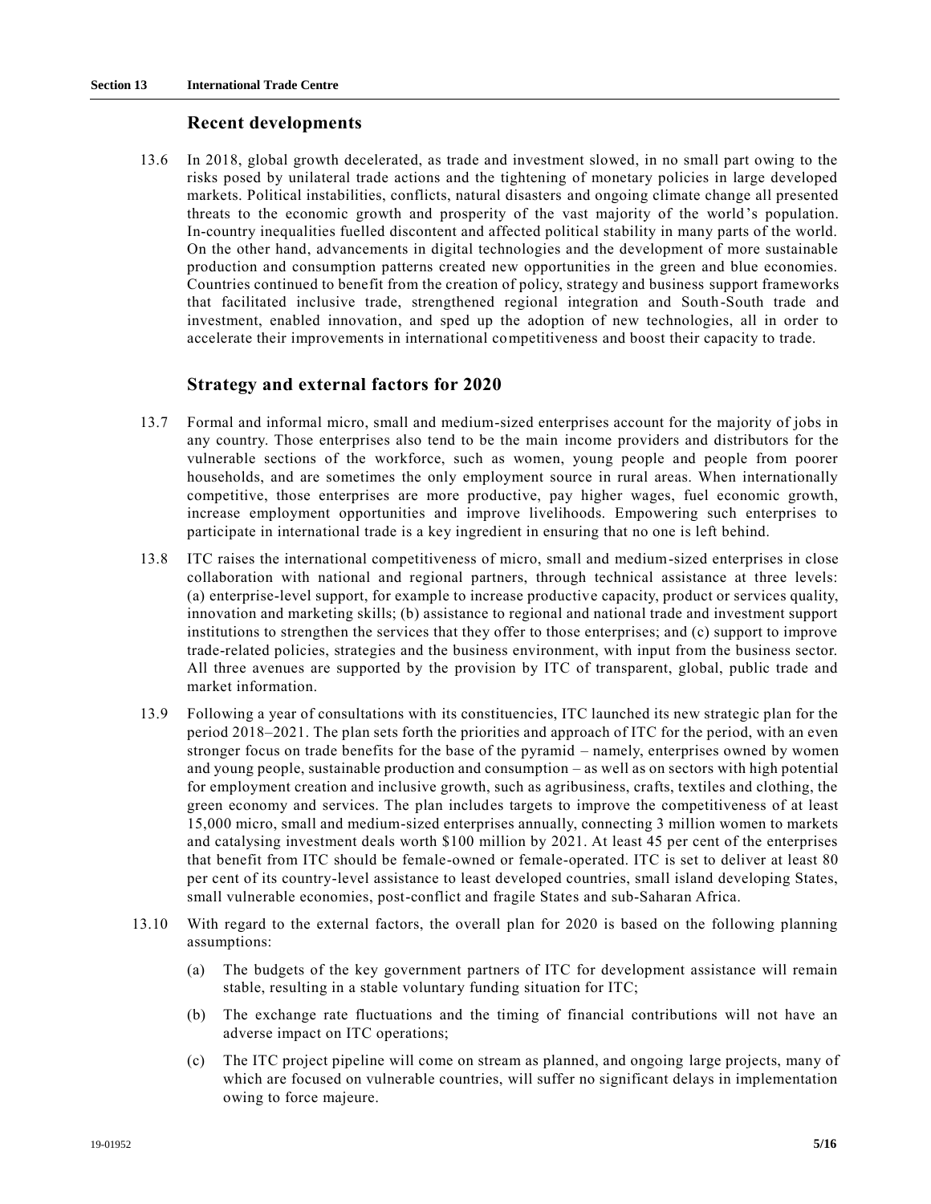## Recent developments

13.6 In 2018, global growth decelerated, as trade and investment slowed, in no small part owing to the risks posed by unilateral trade actions and the tightening of monetary policies in large developed markets. Political instabilities, conflicts, natural disasters and ongoing climate change all presented threats to the economic growth and prosperity of the vast majority of the world's population. In-country inequalities fuelled discontent and affected political stability in many parts of the world. On the other hand, advancements in digital technologies and the development of more sustainable production and consumption patterns created new opportunities in the green and blue economies. Countries continued to benefit from the creation of policy, strategy and business support frameworks that facilitated inclusive trade, strengthened regional integration and South-South trade and investment, enabled innovation, and sped up the adoption of new technologies, all in order to accelerate their improvements in international competitiveness and boost their capacity to trade.

## Strategy and external factors for 2020

13.7 Formal and informal micro, small and medium-sized enterprises account for the majority of jobs in any country. Those enterprises also tend to be the main income providers and distributors for the vulnerable sections of the workforce, such as women, young people and people from poorer households, and are sometimes the only employment source in rural areas. When internationally competitive, those enterprises are more productive, pay higher wages, fuel economic growth, increase employment opportunities and improve livelihoods. Empowering such enterprises to participate in international trade is a key ingredient in ensuring that no one is left behind.

13.8 ITC raises the international competitiveness of micro, small and medium-sized enterprises in close collaboration with national and regional partners, through technical assistance at three levels: (a) enterprise-level support, for example to increase productive capacity, product or services quality, innovation and marketing skills; (b) assistance to regional and national trade and investment support institutions to strengthen the services that they offer to those enterprises; and (c) support to improve trade-related policies, strategies and the business environment, with input from the business sector. All three avenues are supported by the provision by ITC of transparent, global, public trade and market information.

13.9 Following a year of consultations with its constituencies, ITC launched its new strategic plan for the period 2018–2021. The plan sets forth the priorities and approach of ITC for the period, with an even stronger focus on trade benefits for the base of the pyramid – namely, enterprises owned by women and young people, sustainable production and consumption – as well as on sectors with high potential for employment creation and inclusive growth, such as agribusiness, crafts, textiles and clothing, the green economy and services. The plan includes targets to improve the competitiveness of at least 15,000 micro, small and medium-sized enterprises annually, connecting 3 million women to markets and catalysing investment deals worth $100 million by 2021. At least 45 per cent of the enterprises that benefit from ITC should be female-owned or female-operated. ITC is set to deliver at least 80 per cent of its country-level assistance to least developed countries, small island developing States, small vulnerable economies, post-conflict and fragile States and sub-Saharan Africa.

13.10 With regard to the external factors, the overall plan for 2020 is based on the following planning assumptions:

(a) The budgets of the key government partners of ITC for development assistance will remain stable, resulting in a stable voluntary funding situation for ITC;

(b) The exchange rate fluctuations and the timing of financial contributions will not have an adverse impact on ITC operations;

(c) The ITC project pipeline will come on stream as planned, and ongoing large projects, many of which are focused on vulnerable countries, will suffer no significant delays in implementation owing to force majeure.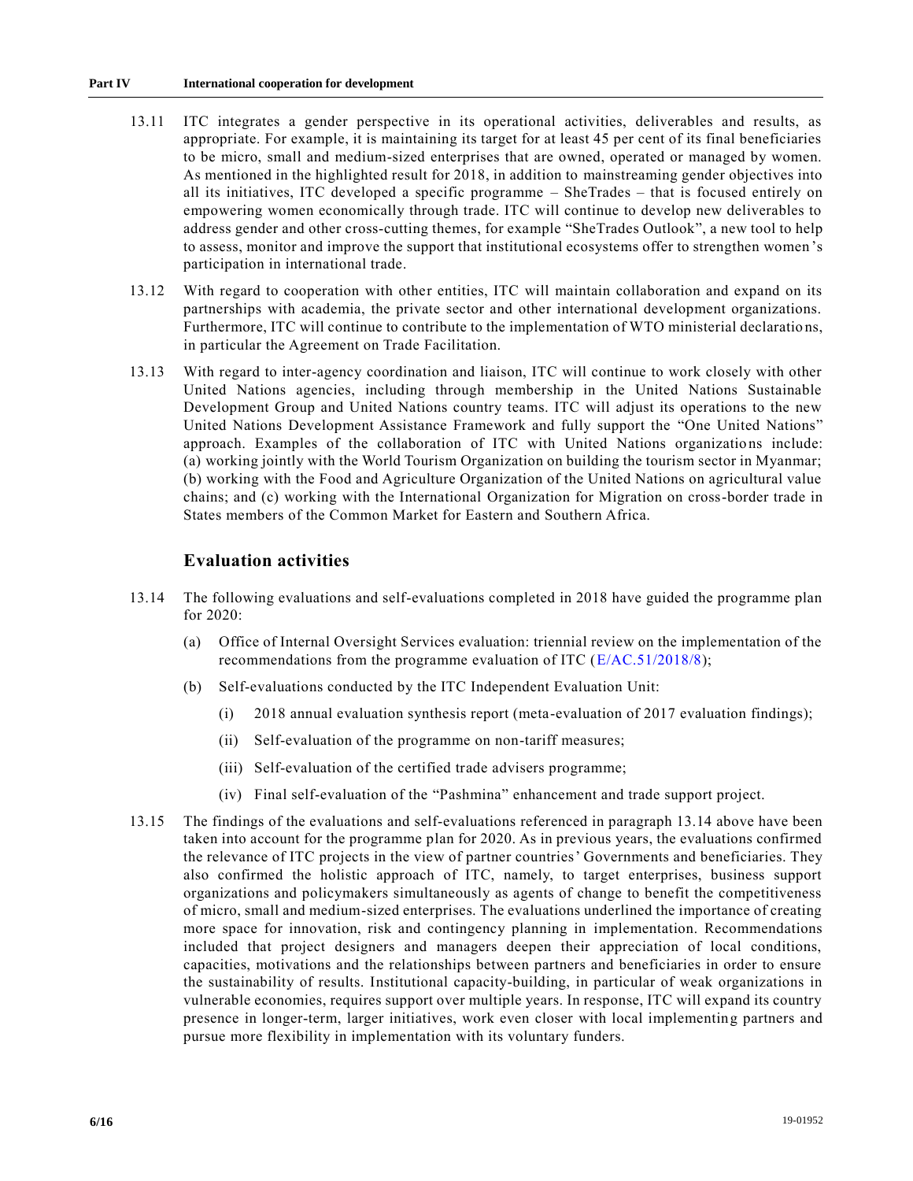13.11 ITC integrates a gender perspective in its operational activities, deliverables and results, as appropriate. For example, it is maintaining its target for at least 45 per cent of its final beneficiaries to be micro, small and medium-sized enterprises that are owned, operated or managed by women. As mentioned in the highlighted result for 2018, in addition to mainstreaming gender objectives into all its initiatives, ITC developed a specific programme – SheTrades – that is focused entirely on empowering women economically through trade. ITC will continue to develop new deliverables to address gender and other cross-cutting themes, for example "SheTrades Outlook", a new tool to help to assess, monitor and improve the support that institutional ecosystems offer to strengthen women's participation in international trade.

13.12 With regard to cooperation with other entities, ITC will maintain collaboration and expand on its partnerships with academia, the private sector and other international development organizations. Furthermore, ITC will continue to contribute to the implementation of WTO ministerial declarations, in particular the Agreement on Trade Facilitation.

13.13 With regard to inter-agency coordination and liaison, ITC will continue to work closely with other United Nations agencies, including through membership in the United Nations Sustainable Development Group and United Nations country teams. ITC will adjust its operations to the new United Nations Development Assistance Framework and fully support the "One United Nations" approach. Examples of the collaboration of ITC with United Nations organizations include: (a) working jointly with the World Tourism Organization on building the tourism sector in Myanmar; (b) working with the Food and Agriculture Organization of the United Nations on agricultural value chains; and (c) working with the International Organization for Migration on cross-border trade in States members of the Common Market for Eastern and Southern Africa.

## Evaluation activities

13.14 The following evaluations and self-evaluations completed in 2018 have guided the programme plan for 2020:

(a) Office of Internal Oversight Services evaluation: triennial review on the implementation of the recommendations from the programme evaluation of ITC (E/AC.51/2018/8);

(b) Self-evaluations conducted by the ITC Independent Evaluation Unit:

(i) 2018 annual evaluation synthesis report (meta-evaluation of 2017 evaluation findings);

(ii) Self-evaluation of the programme on non-tariff measures;

(iii) Self-evaluation of the certified trade advisers programme;

(iv) Final self-evaluation of the "Pashmina" enhancement and trade support project.

13.15 The findings of the evaluations and self-evaluations referenced in paragraph 13.14 above have been taken into account for the programme plan for 2020. As in previous years, the evaluations confirmed the relevance of ITC projects in the view of partner countries' Governments and beneficiaries. They also confirmed the holistic approach of ITC, namely, to target enterprises, business support organizations and policymakers simultaneously as agents of change to benefit the competitiveness of micro, small and medium-sized enterprises. The evaluations underlined the importance of creating more space for innovation, risk and contingency planning in implementation. Recommendations included that project designers and managers deepen their appreciation of local conditions, capacities, motivations and the relationships between partners and beneficiaries in order to ensure the sustainability of results. Institutional capacity-building, in particular of weak organizations in vulnerable economies, requires support over multiple years. In response, ITC will expand its country presence in longer-term, larger initiatives, work even closer with local implementing partners and pursue more flexibility in implementation with its voluntary funders.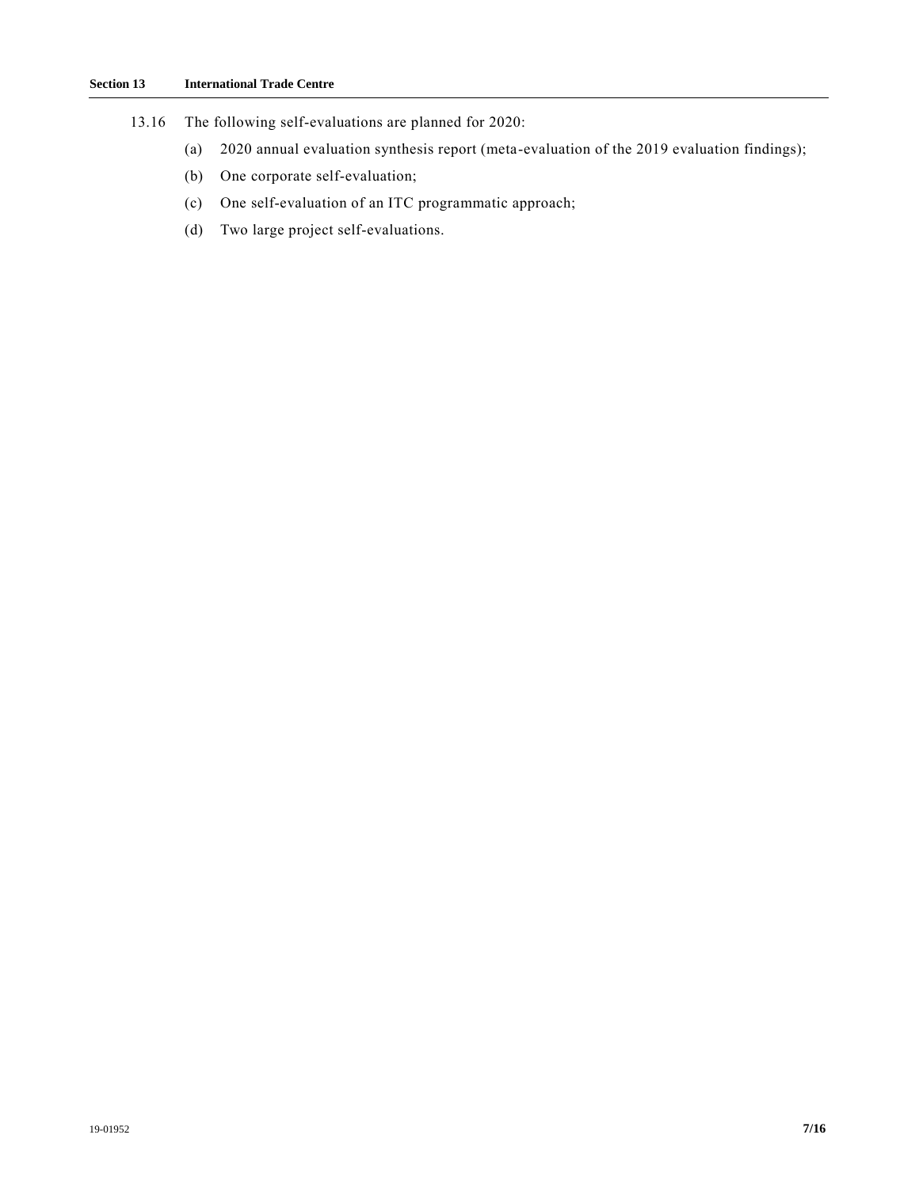13.16 The following self-evaluations are planned for 2020:

(a) 2020 annual evaluation synthesis report (meta-evaluation of the 2019 evaluation findings);

(b) One corporate self-evaluation;

(c) One self-evaluation of an ITC programmatic approach;

(d) Two large project self-evaluations.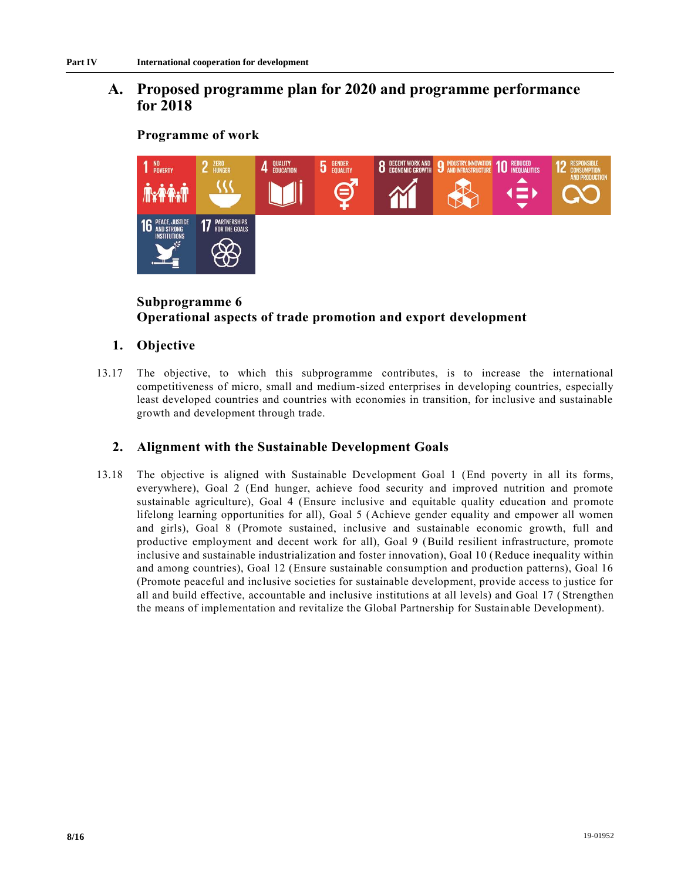## A. Proposed programme plan for 2020 and programme performance for 2018

### Programme of work

### Subprogramme 6
### Operational aspects of trade promotion and export development

#### 1. Objective

13.17 The objective, to which this subprogramme contributes, is to increase the international competitiveness of micro, small and medium-sized enterprises in developing countries, especially least developed countries and countries with economies in transition, for inclusive and sustainable growth and development through trade.

#### 2. Alignment with the Sustainable Development Goals

13.18 The objective is aligned with Sustainable Development Goal 1 (End poverty in all its forms, everywhere), Goal 2 (End hunger, achieve food security and improved nutrition and promote sustainable agriculture), Goal 4 (Ensure inclusive and equitable quality education and promote lifelong learning opportunities for all), Goal 5 (Achieve gender equality and empower all women and girls), Goal 8 (Promote sustained, inclusive and sustainable economic growth, full and productive employment and decent work for all), Goal 9 (Build resilient infrastructure, promote inclusive and sustainable industrialization and foster innovation), Goal 10 (Reduce inequality within and among countries), Goal 12 (Ensure sustainable consumption and production patterns), Goal 16 (Promote peaceful and inclusive societies for sustainable development, provide access to justice for all and build effective, accountable and inclusive institutions at all levels) and Goal 17 (Strengthen the means of implementation and revitalize the Global Partnership for Sustainable Development).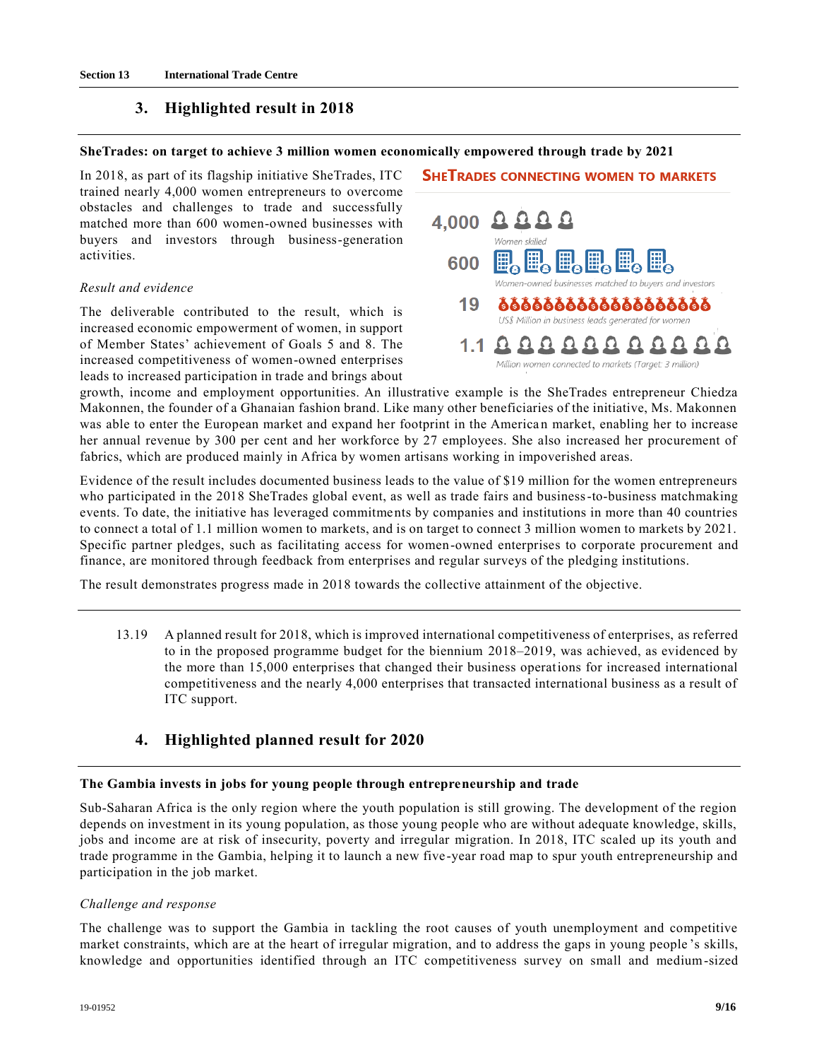## 3. Highlighted result in 2018

**SheTrades: on target to achieve 3 million women economically empowered through trade by 2021**

In 2018, as part of its flagship initiative SheTrades, ITC trained nearly 4,000 women entrepreneurs to overcome obstacles and challenges to trade and successfully matched more than 600 women-owned businesses with buyers and investors through business-generation activities.

SHETRADES CONNECTING WOMEN TO MARKETS

4,000
Women skilled

600
Women-owned businesses matched to buyers and investors

19
US$ Million in business leads generated for women

1.1
Million women connected to markets (Target: 3 million)

*Result and evidence*

The deliverable contributed to the result, which is increased economic empowerment of women, in support of Member States' achievement of Goals 5 and 8. The increased competitiveness of women-owned enterprises leads to increased participation in trade and brings about growth, income and employment opportunities. An illustrative example is the SheTrades entrepreneur Chiedza Makonnen, the founder of a Ghanaian fashion brand. Like many other beneficiaries of the initiative, Ms. Makonnen was able to enter the European market and expand her footprint in the American market, enabling her to increase her annual revenue by 300 per cent and her workforce by 27 employees. She also increased her procurement of fabrics, which are produced mainly in Africa by women artisans working in impoverished areas.

Evidence of the result includes documented business leads to the value of $19 million for the women entrepreneurs who participated in the 2018 SheTrades global event, as well as trade fairs and business-to-business matchmaking events. To date, the initiative has leveraged commitments by companies and institutions in more than 40 countries to connect a total of 1.1 million women to markets, and is on target to connect 3 million women to markets by 2021. Specific partner pledges, such as facilitating access for women-owned enterprises to corporate procurement and finance, are monitored through feedback from enterprises and regular surveys of the pledging institutions.

The result demonstrates progress made in 2018 towards the collective attainment of the objective.

13.19 A planned result for 2018, which is improved international competitiveness of enterprises, as referred to in the proposed programme budget for the biennium 2018–2019, was achieved, as evidenced by the more than 15,000 enterprises that changed their business operations for increased international competitiveness and the nearly 4,000 enterprises that transacted international business as a result of ITC support.

## 4. Highlighted planned result for 2020

**The Gambia invests in jobs for young people through entrepreneurship and trade**

Sub-Saharan Africa is the only region where the youth population is still growing. The development of the region depends on investment in its young population, as those young people who are without adequate knowledge, skills, jobs and income are at risk of insecurity, poverty and irregular migration. In 2018, ITC scaled up its youth and trade programme in the Gambia, helping it to launch a new five-year road map to spur youth entrepreneurship and participation in the job market.

*Challenge and response*

The challenge was to support the Gambia in tackling the root causes of youth unemployment and competitive market constraints, which are at the heart of irregular migration, and to address the gaps in young people's skills, knowledge and opportunities identified through an ITC competitiveness survey on small and medium-sized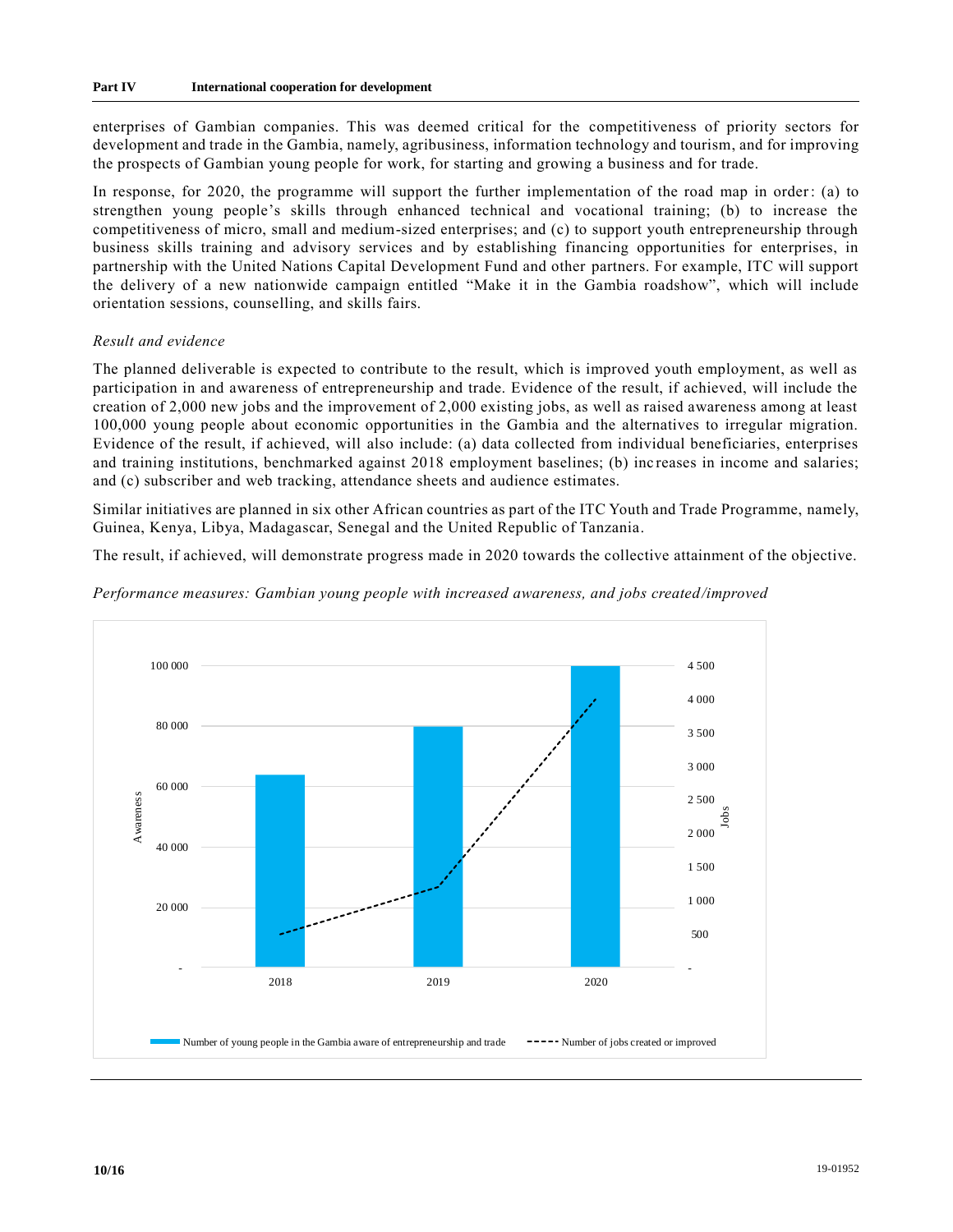enterprises of Gambian companies. This was deemed critical for the competitiveness of priority sectors for development and trade in the Gambia, namely, agribusiness, information technology and tourism, and for improving the prospects of Gambian young people for work, for starting and growing a business and for trade.

In response, for 2020, the programme will support the further implementation of the road map in order: (a) to strengthen young people's skills through enhanced technical and vocational training; (b) to increase the competitiveness of micro, small and medium-sized enterprises; and (c) to support youth entrepreneurship through business skills training and advisory services and by establishing financing opportunities for enterprises, in partnership with the United Nations Capital Development Fund and other partners. For example, ITC will support the delivery of a new nationwide campaign entitled "Make it in the Gambia roadshow", which will include orientation sessions, counselling, and skills fairs.

*Result and evidence*

The planned deliverable is expected to contribute to the result, which is improved youth employment, as well as participation in and awareness of entrepreneurship and trade. Evidence of the result, if achieved, will include the creation of 2,000 new jobs and the improvement of 2,000 existing jobs, as well as raised awareness among at least 100,000 young people about economic opportunities in the Gambia and the alternatives to irregular migration. Evidence of the result, if achieved, will also include: (a) data collected from individual beneficiaries, enterprises and training institutions, benchmarked against 2018 employment baselines; (b) increases in income and salaries; and (c) subscriber and web tracking, attendance sheets and audience estimates.

Similar initiatives are planned in six other African countries as part of the ITC Youth and Trade Programme, namely, Guinea, Kenya, Libya, Madagascar, Senegal and the United Republic of Tanzania.

The result, if achieved, will demonstrate progress made in 2020 towards the collective attainment of the objective.

*Performance measures: Gambian young people with increased awareness, and jobs created/improved*

Awareness
100 000
80 000
60 000
40 000
20 000
-

Jobs
4 500
4 000
3 500
3 000
2 500
2 000
1 500
1 000
500
-

2018
2019
2020

Number of young people in the Gambia aware of entrepreneurship and trade
Number of jobs created or improved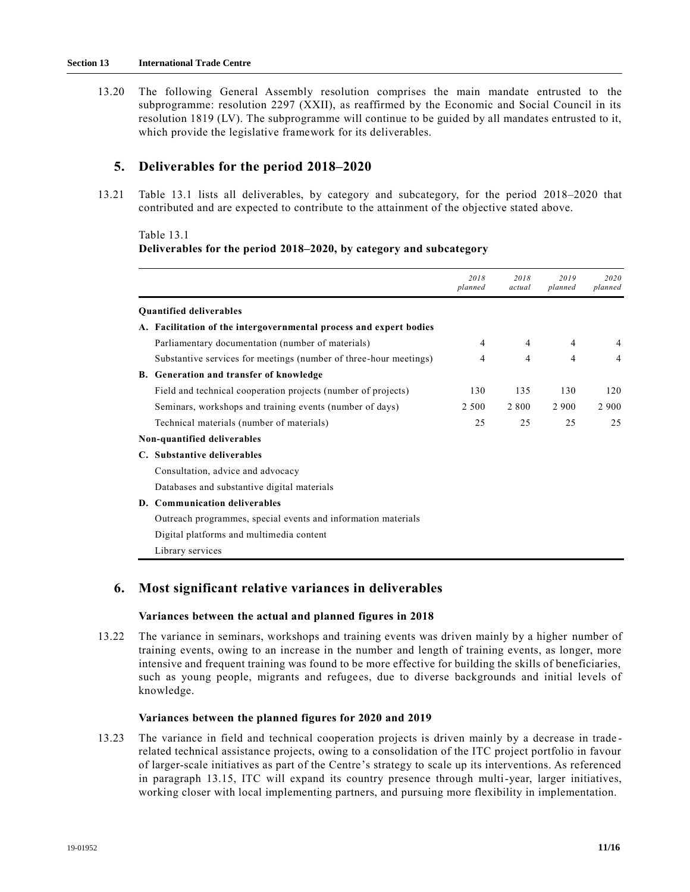13.20 The following General Assembly resolution comprises the main mandate entrusted to the subprogramme: resolution 2297 (XXII), as reaffirmed by the Economic and Social Council in its resolution 1819 (LV). The subprogramme will continue to be guided by all mandates entrusted to it, which provide the legislative framework for its deliverables.

## 5. Deliverables for the period 2018–2020

13.21 Table 13.1 lists all deliverables, by category and subcategory, for the period 2018–2020 that contributed and are expected to contribute to the attainment of the objective stated above.

Table 13.1
**Deliverables for the period 2018–2020, by category and subcategory**

| | *2018 planned* | *2018 actual* | *2019 planned* | *2020 planned* |
|---|---|---|---|---|
| **Quantified deliverables** | | | | |
| **A. Facilitation of the intergovernmental process and expert bodies** | | | | |
| Parliamentary documentation (number of materials) | 4 | 4 | 4 | 4 |
| Substantive services for meetings (number of three-hour meetings) | 4 | 4 | 4 | 4 |
| **B. Generation and transfer of knowledge** | | | | |
| Field and technical cooperation projects (number of projects) | 130 | 135 | 130 | 120 |
| Seminars, workshops and training events (number of days) | 2 500 | 2 800 | 2 900 | 2 900 |
| Technical materials (number of materials) | 25 | 25 | 25 | 25 |
| **Non-quantified deliverables** | | | | |
| **C. Substantive deliverables** | | | | |
| Consultation, advice and advocacy | | | | |
| Databases and substantive digital materials | | | | |
| **D. Communication deliverables** | | | | |
| Outreach programmes, special events and information materials | | | | |
| Digital platforms and multimedia content | | | | |
| Library services | | | | |

## 6. Most significant relative variances in deliverables

### Variances between the actual and planned figures in 2018

13.22 The variance in seminars, workshops and training events was driven mainly by a higher number of training events, owing to an increase in the number and length of training events, as longer, more intensive and frequent training was found to be more effective for building the skills of beneficiaries, such as young people, migrants and refugees, due to diverse backgrounds and initial levels of knowledge.

### Variances between the planned figures for 2020 and 2019

13.23 The variance in field and technical cooperation projects is driven mainly by a decrease in trade-related technical assistance projects, owing to a consolidation of the ITC project portfolio in favour of larger-scale initiatives as part of the Centre's strategy to scale up its interventions. As referenced in paragraph 13.15, ITC will expand its country presence through multi-year, larger initiatives, working closer with local implementing partners, and pursuing more flexibility in implementation.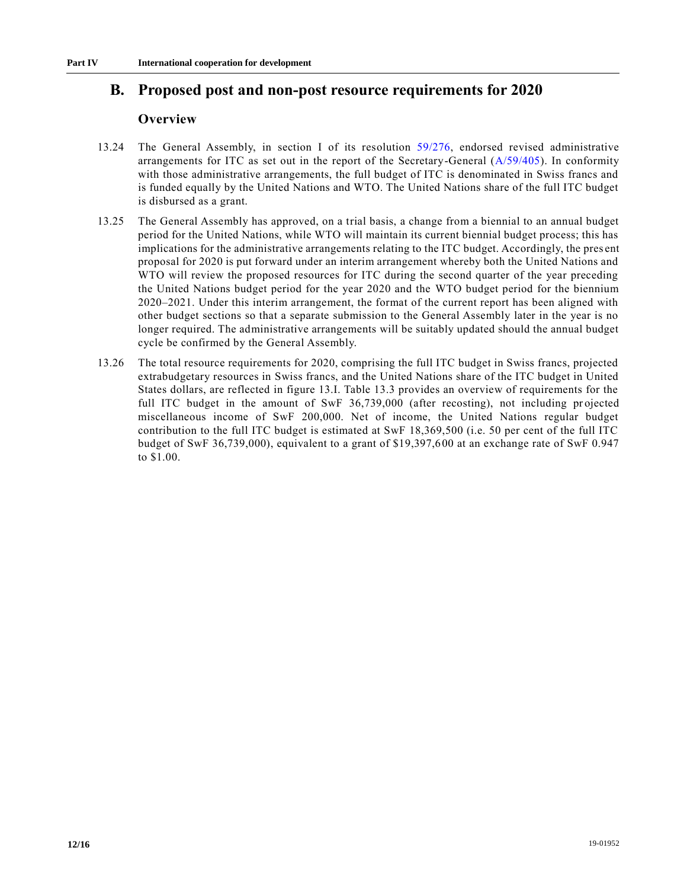## B. Proposed post and non-post resource requirements for 2020

### Overview

13.24 The General Assembly, in section I of its resolution 59/276, endorsed revised administrative arrangements for ITC as set out in the report of the Secretary-General (A/59/405). In conformity with those administrative arrangements, the full budget of ITC is denominated in Swiss francs and is funded equally by the United Nations and WTO. The United Nations share of the full ITC budget is disbursed as a grant.

13.25 The General Assembly has approved, on a trial basis, a change from a biennial to an annual budget period for the United Nations, while WTO will maintain its current biennial budget process; this has implications for the administrative arrangements relating to the ITC budget. Accordingly, the present proposal for 2020 is put forward under an interim arrangement whereby both the United Nations and WTO will review the proposed resources for ITC during the second quarter of the year preceding the United Nations budget period for the year 2020 and the WTO budget period for the biennium 2020–2021. Under this interim arrangement, the format of the current report has been aligned with other budget sections so that a separate submission to the General Assembly later in the year is no longer required. The administrative arrangements will be suitably updated should the annual budget cycle be confirmed by the General Assembly.

13.26 The total resource requirements for 2020, comprising the full ITC budget in Swiss francs, projected extrabudgetary resources in Swiss francs, and the United Nations share of the ITC budget in United States dollars, are reflected in figure 13.I. Table 13.3 provides an overview of requirements for the full ITC budget in the amount of SwF 36,739,000 (after recosting), not including projected miscellaneous income of SwF 200,000. Net of income, the United Nations regular budget contribution to the full ITC budget is estimated at SwF 18,369,500 (i.e. 50 per cent of the full ITC budget of SwF 36,739,000), equivalent to a grant of $19,397,600 at an exchange rate of SwF 0.947 to $1.00.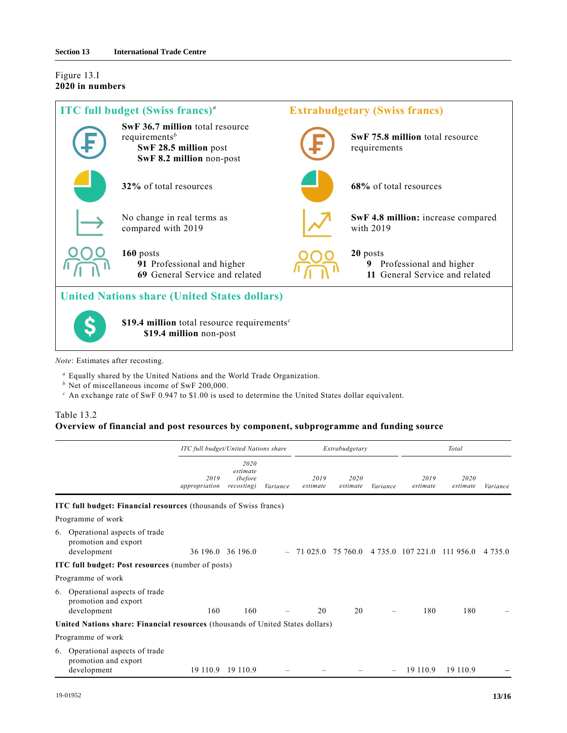Figure 13.I
**2020 in numbers**

**ITC full budget (Swiss francs)**[a]

**SwF 36.7 million** total resource requirements[b]
**SwF 28.5 million** post
**SwF 8.2 million** non-post

**32%** of total resources

No change in real terms as compared with 2019

**160** posts
**91** Professional and higher
**69** General Service and related

**Extrabudgetary (Swiss francs)**

**SwF 75.8 million** total resource requirements

**68%** of total resources

**SwF 4.8 million:** increase compared with 2019

**20** posts
**9** Professional and higher
**11** General Service and related

**United Nations share (United States dollars)**

**$19.4 million** total resource requirements[c]
**$19.4 million** non-post

*Note*: Estimates after recosting.

[a] Equally shared by the United Nations and the World Trade Organization.
[b] Net of miscellaneous income of SwF 200,000.
[c] An exchange rate of SwF 0.947 to $1.00 is used to determine the United States dollar equivalent.

Table 13.2
**Overview of financial and post resources by component, subprogramme and funding source**

| | *ITC full budget/United Nations share* | | | *Extrabudgetary* | | | *Total* | | |
|---|---|---|---|---|---|---|---|---|---|
| | *2019 appropriation* | *2020 estimate (before recosting)* | *Variance* | *2019 estimate* | *2020 estimate* | *Variance* | *2019 estimate* | *2020 estimate* | *Variance* |
| **ITC full budget: Financial resources** (thousands of Swiss francs) | | | | | | | | | |
| Programme of work | | | | | | | | | |
| 6. Operational aspects of trade promotion and export development | 36 196.0 | 36 196.0 | – | 71 025.0 | 75 760.0 | 4 735.0 | 107 221.0 | 111 956.0 | 4 735.0 |
| **ITC full budget: Post resources** (number of posts) | | | | | | | | | |
| Programme of work | | | | | | | | | |
| 6. Operational aspects of trade promotion and export development | 160 | 160 | – | 20 | 20 | – | 180 | 180 | – |
| **United Nations share: Financial resources** (thousands of United States dollars) | | | | | | | | | |
| Programme of work | | | | | | | | | |
| 6. Operational aspects of trade promotion and export development | 19 110.9 | 19 110.9 | – | – | – | – | 19 110.9 | 19 110.9 | – |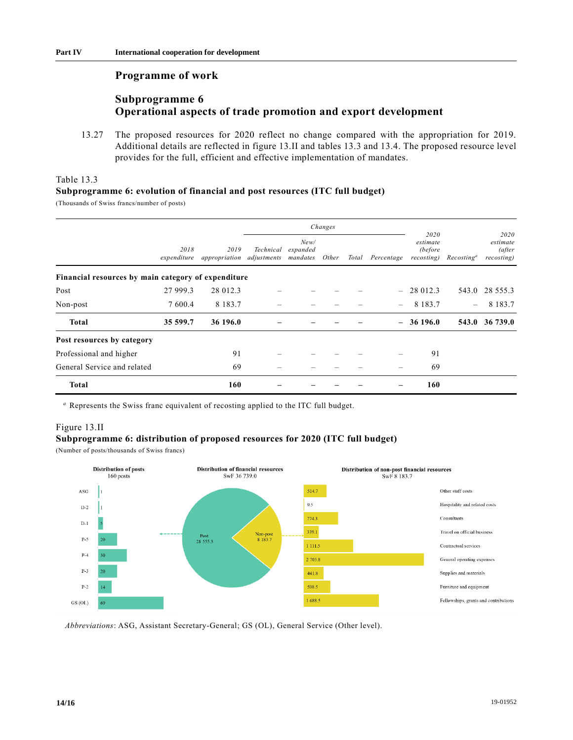## Programme of work

### Subprogramme 6
### Operational aspects of trade promotion and export development

13.27 The proposed resources for 2020 reflect no change compared with the appropriation for 2019. Additional details are reflected in figure 13.II and tables 13.3 and 13.4. The proposed resource level provides for the full, efficient and effective implementation of mandates.

Table 13.3
**Subprogramme 6: evolution of financial and post resources (ITC full budget)**
(Thousands of Swiss francs/number of posts)

| | 2018 expenditure | 2019 appropriation | Changes | | | | | 2020 estimate (before recosting) | Recosting[a] | 2020 estimate (after recosting) |
|---|---|---|---|---|---|---|---|---|---|---|
| | | | Technical adjustments | New/ expanded mandates | Other | Total | Percentage | | | |
| **Financial resources by main category of expenditure** | | | | | | | | | | |
| Post | 27 999.3 | 28 012.3 | – | – | – | – | – | 28 012.3 | 543.0 | 28 555.3 |
| Non-post | 7 600.4 | 8 183.7 | – | – | – | – | – | 8 183.7 | – | 8 183.7 |
| **Total** | **35 599.7** | **36 196.0** | **–** | **–** | **–** | **–** | **–** | **36 196.0** | **543.0** | **36 739.0** |
| **Post resources by category** | | | | | | | | | | |
| Professional and higher | | 91 | – | – | – | – | – | 91 | | |
| General Service and related | | 69 | – | – | – | – | – | 69 | | |
| **Total** | | **160** | **–** | **–** | **–** | **–** | **–** | **160** | | |

[a] Represents the Swiss franc equivalent of recosting applied to the ITC full budget.

Figure 13.II
**Subprogramme 6: distribution of proposed resources for 2020 (ITC full budget)**
(Number of posts/thousands of Swiss francs)

Distribution of posts
160 posts
ASG 1
D-2 1
D-1 5
P-5 20
P-4 30
P-3 20
P-2 14
GS (OL) 69

Distribution of financial resources
SwF 36 739.0
Post 28 555.3
Non-post 8 183.7

Distribution of non-post financial resources
SwF 8 183.7
514.7 Other staff costs
9.5 Hospitality and related costs
774.3 Consultants
339.1 Travel on official business
1 111.5 Contractual services
2 705.8 General operating expenses
441.8 Supplies and materials
598.5 Furniture and equipment
1 688.5 Fellowships, grants and contributions

*Abbreviations*: ASG, Assistant Secretary-General; GS (OL), General Service (Other level).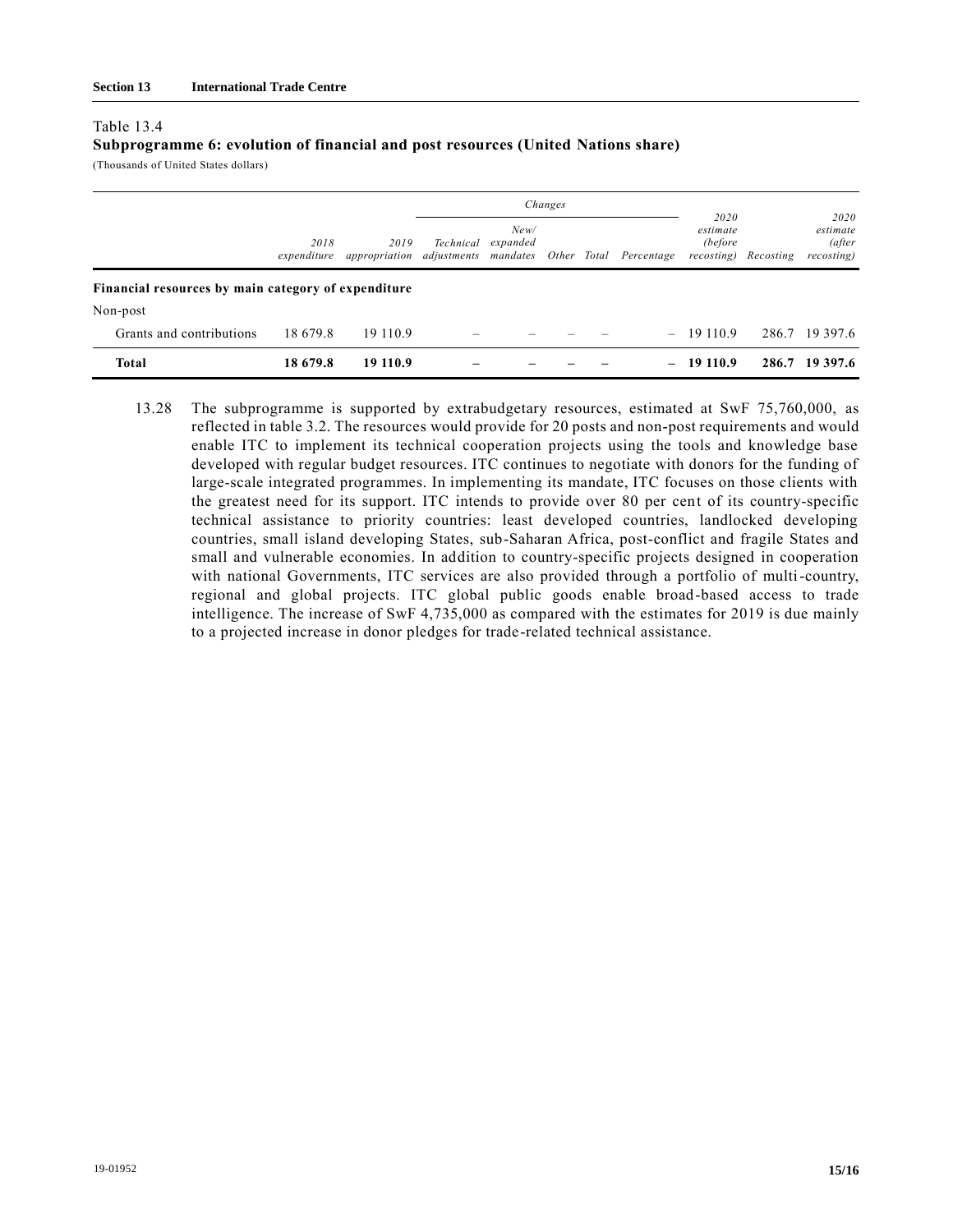Table 13.4

**Subprogramme 6: evolution of financial and post resources (United Nations share)**

(Thousands of United States dollars)

| | 2018 expenditure | 2019 appropriation | Changes | | | | | 2020 estimate (before recosting) | Recosting | 2020 estimate (after recosting) |
|---|---|---|---|---|---|---|---|---|---|---|
| | | | Technical adjustments | New/ expanded mandates | Other | Total | Percentage | | | |
| **Financial resources by main category of expenditure** | | | | | | | | | | |
| Non-post | | | | | | | | | | |
| Grants and contributions | 18 679.8 | 19 110.9 | – | – | – | – | – | 19 110.9 | 286.7 | 19 397.6 |
| **Total** | **18 679.8** | **19 110.9** | **–** | **–** | **–** | **–** | **–** | **19 110.9** | **286.7** | **19 397.6** |

13.28 The subprogramme is supported by extrabudgetary resources, estimated at SwF 75,760,000, as reflected in table 3.2. The resources would provide for 20 posts and non-post requirements and would enable ITC to implement its technical cooperation projects using the tools and knowledge base developed with regular budget resources. ITC continues to negotiate with donors for the funding of large-scale integrated programmes. In implementing its mandate, ITC focuses on those clients with the greatest need for its support. ITC intends to provide over 80 per cent of its country-specific technical assistance to priority countries: least developed countries, landlocked developing countries, small island developing States, sub-Saharan Africa, post-conflict and fragile States and small and vulnerable economies. In addition to country-specific projects designed in cooperation with national Governments, ITC services are also provided through a portfolio of multi-country, regional and global projects. ITC global public goods enable broad-based access to trade intelligence. The increase of SwF 4,735,000 as compared with the estimates for 2019 is due mainly to a projected increase in donor pledges for trade-related technical assistance.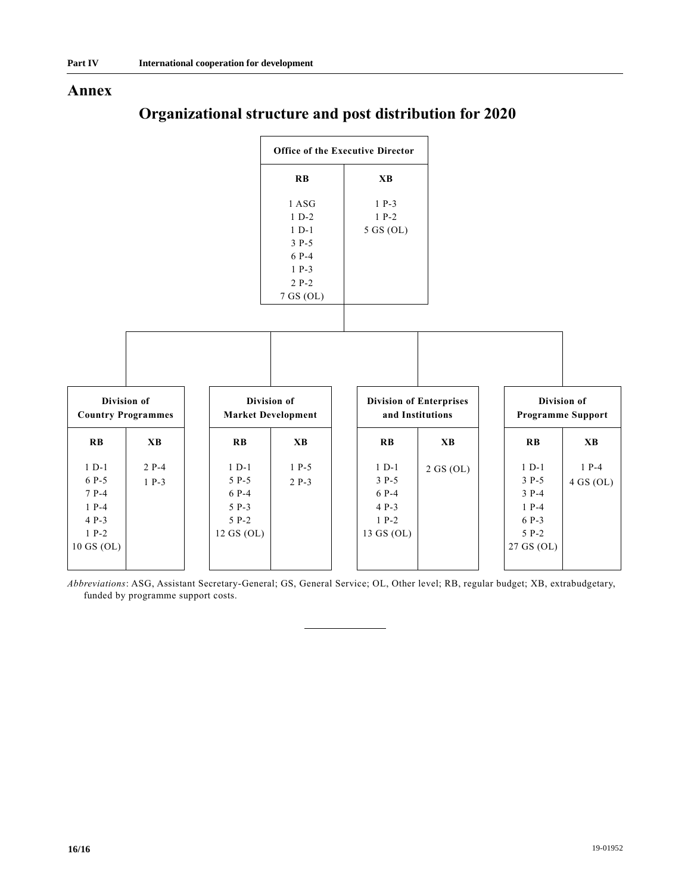# Annex

## Organizational structure and post distribution for 2020

**Office of the Executive Director**

| RB | XB |
| --- | --- |
| 1 ASG<br>1 D-2<br>1 D-1<br>3 P-5<br>6 P-4<br>1 P-3<br>2 P-2<br>7 GS (OL) | 1 P-3<br>1 P-2<br>5 GS (OL) |

**Division of Country Programmes**

| RB | XB |
| --- | --- |
| 1 D-1<br>6 P-5<br>7 P-4<br>1 P-4<br>4 P-3<br>1 P-2<br>10 GS (OL) | 2 P-4<br>1 P-3 |

**Division of Market Development**

| RB | XB |
| --- | --- |
| 1 D-1<br>5 P-5<br>6 P-4<br>5 P-3<br>5 P-2<br>12 GS (OL) | 1 P-5<br>2 P-3 |

**Division of Enterprises and Institutions**

| RB | XB |
| --- | --- |
| 1 D-1<br>3 P-5<br>6 P-4<br>4 P-3<br>1 P-2<br>13 GS (OL) | 2 GS (OL) |

**Division of Programme Support**

| RB | XB |
| --- | --- |
| 1 D-1<br>3 P-5<br>3 P-4<br>1 P-4<br>6 P-3<br>5 P-2<br>27 GS (OL) | 1 P-4<br>4 GS (OL) |

*Abbreviations*: ASG, Assistant Secretary-General; GS, General Service; OL, Other level; RB, regular budget; XB, extrabudgetary, funded by programme support costs.